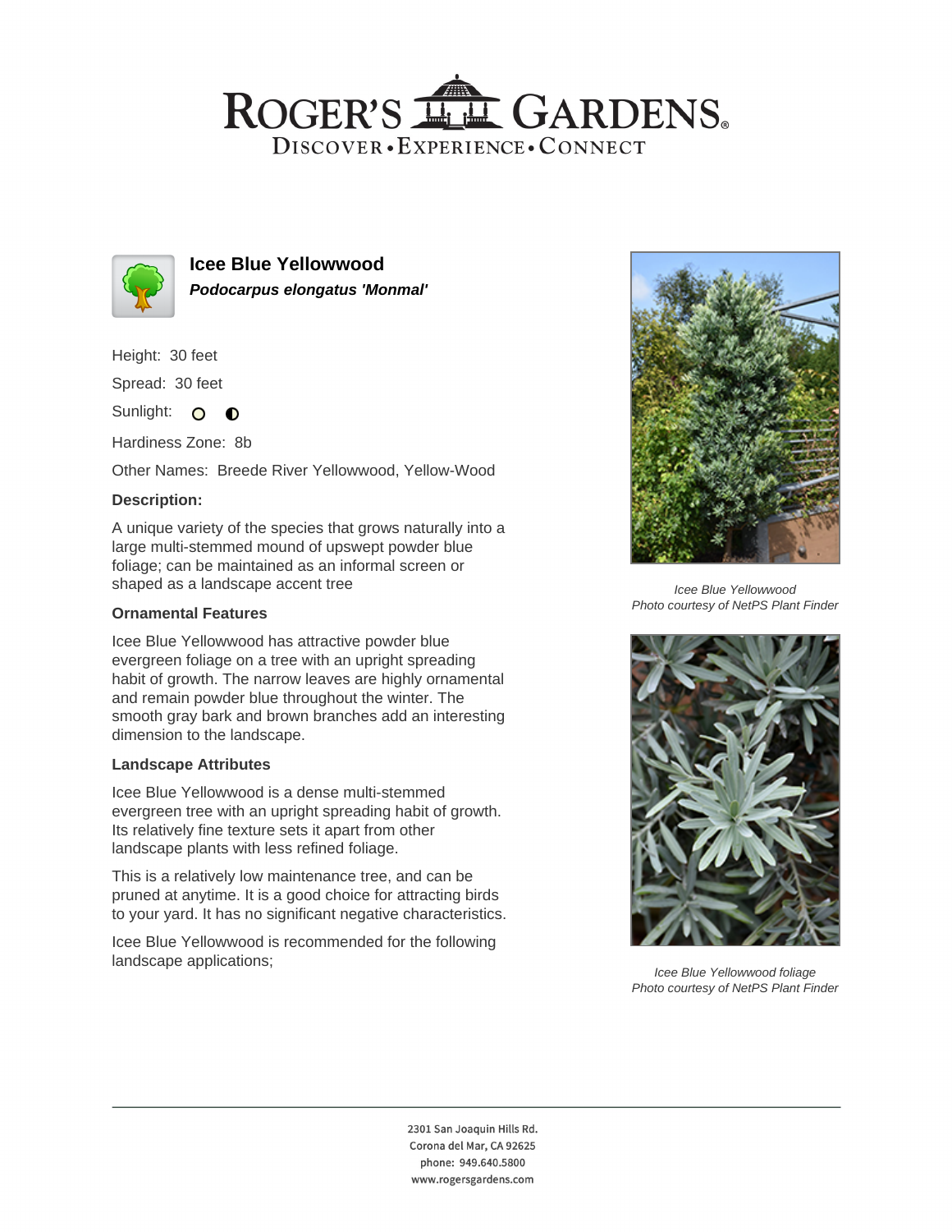# ROGER'S GARDENS

DISCOVER • EXPERIENCE • CONNECT

## Icee Blue Yellowwood

***Podocarpus elongatus 'Monmal'***

Height: 30 feet

Spread: 30 feet

Sunlight:

Hardiness Zone: 8b

Other Names: Breede River Yellowwood, Yellow-Wood

### Description:

A unique variety of the species that grows naturally into a large multi-stemmed mound of upswept powder blue foliage; can be maintained as an informal screen or shaped as a landscape accent tree

### Ornamental Features

Icee Blue Yellowwood has attractive powder blue evergreen foliage on a tree with an upright spreading habit of growth. The narrow leaves are highly ornamental and remain powder blue throughout the winter. The smooth gray bark and brown branches add an interesting dimension to the landscape.

### Landscape Attributes

Icee Blue Yellowwood is a dense multi-stemmed evergreen tree with an upright spreading habit of growth. Its relatively fine texture sets it apart from other landscape plants with less refined foliage.

This is a relatively low maintenance tree, and can be pruned at anytime. It is a good choice for attracting birds to your yard. It has no significant negative characteristics.

Icee Blue Yellowwood is recommended for the following landscape applications;

*Icee Blue Yellowwood*
*Photo courtesy of NetPS Plant Finder*

*Icee Blue Yellowwood foliage*
*Photo courtesy of NetPS Plant Finder*

2301 San Joaquin Hills Rd.
Corona del Mar, CA 92625
phone: 949.640.5800
www.rogersgardens.com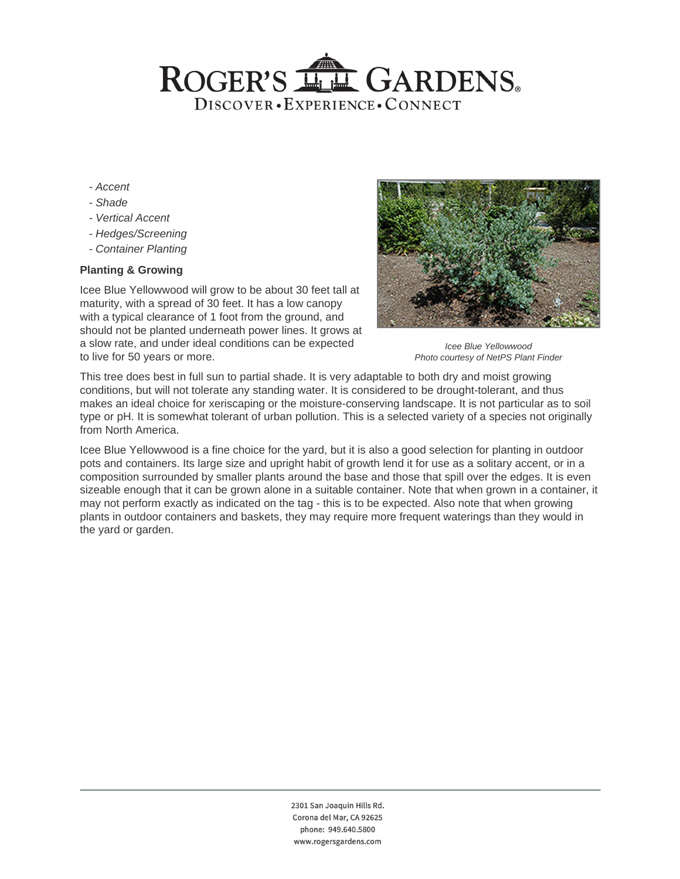- *Accent*
- *Shade*
- *Vertical Accent*
- *Hedges/Screening*
- *Container Planting*

**Planting & Growing**

Icee Blue Yellowwood will grow to be about 30 feet tall at maturity, with a spread of 30 feet. It has a low canopy with a typical clearance of 1 foot from the ground, and should not be planted underneath power lines. It grows at a slow rate, and under ideal conditions can be expected to live for 50 years or more.

*Icee Blue Yellowwood*
*Photo courtesy of NetPS Plant Finder*

This tree does best in full sun to partial shade. It is very adaptable to both dry and moist growing conditions, but will not tolerate any standing water. It is considered to be drought-tolerant, and thus makes an ideal choice for xeriscaping or the moisture-conserving landscape. It is not particular as to soil type or pH. It is somewhat tolerant of urban pollution. This is a selected variety of a species not originally from North America.

Icee Blue Yellowwood is a fine choice for the yard, but it is also a good selection for planting in outdoor pots and containers. Its large size and upright habit of growth lend it for use as a solitary accent, or in a composition surrounded by smaller plants around the base and those that spill over the edges. It is even sizeable enough that it can be grown alone in a suitable container. Note that when grown in a container, it may not perform exactly as indicated on the tag - this is to be expected. Also note that when growing plants in outdoor containers and baskets, they may require more frequent waterings than they would in the yard or garden.